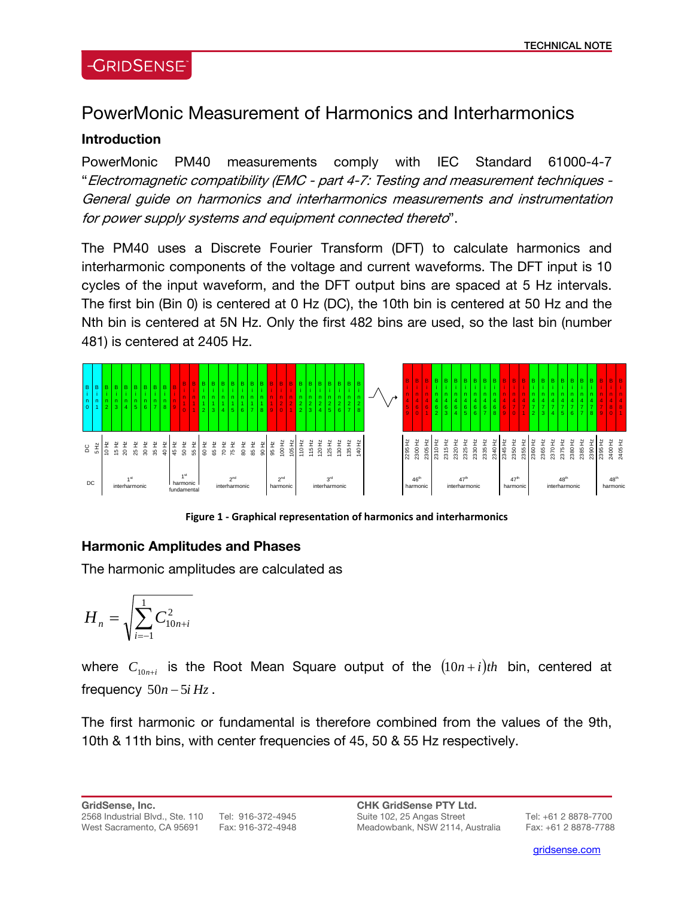# PowerMonic Measurement of Harmonics and Interharmonics

## Introduction

PowerMonic PM40 measurements comply with IEC Standard 61000-4-7 "*Electromagnetic compatibility (EMC - part 4-7: Testing and measurement techniques - General guide on harmonics and interharmonics measurements and instrumentation for power supply systems and equipment connected thereto*".

The PM40 uses a Discrete Fourier Transform (DFT) to calculate harmonics and interharmonic components of the voltage and current waveforms. The DFT input is 10 cycles of the input waveform, and the DFT output bins are spaced at 5 Hz intervals. The first bin (Bin 0) is centered at 0 Hz (DC), the 10th bin is centered at 50 Hz and the Nth bin is centered at 5N Hz. Only the first 482 bins are used, so the last bin (number 481) is centered at 2405 Hz.

| Bin 0 | Bin 1 | Bin 2 | Bin 3 | Bin 4 | Bin 5 | Bin 6 | Bin 7 | Bin 8 | Bin 9 | Bin 10 | Bin 11 | Bin 12 | Bin 13 | Bin 14 | Bin 15 | Bin 16 | Bin 17 | Bin 18 | Bin 19 | Bin 20 | Bin 21 | Bin 22 | Bin 23 | Bin 24 | Bin 25 | Bin 26 | Bin 27 | Bin 28 | … | Bin 459 | Bin 460 | Bin 461 | Bin 462 | Bin 463 | Bin 464 | Bin 465 | Bin 466 | Bin 467 | Bin 468 | Bin 469 | Bin 470 | Bin 471 | Bin 472 | Bin 473 | Bin 474 | Bin 475 | Bin 476 | Bin 477 | Bin 478 | Bin 479 | Bin 480 | Bin 481 |
|---|---|---|---|---|---|---|---|---|---|---|---|---|---|---|---|---|---|---|---|---|---|---|---|---|---|---|---|---|---|---|---|---|---|---|---|---|---|---|---|---|---|---|---|---|---|---|---|---|---|---|---|---|
| DC | 5 Hz | 10 Hz | 15 Hz | 20 Hz | 25 Hz | 30 Hz | 35 Hz | 40 Hz | 45 Hz | 50 Hz | 55 Hz | 60 Hz | 65 Hz | 70 Hz | 75 Hz | 80 Hz | 85 Hz | 90 Hz | 95 Hz | 100 Hz | 105 Hz | 110 Hz | 115 Hz | 120 Hz | 125 Hz | 130 Hz | 135 Hz | 140 Hz | … | 2295 Hz | 2300 Hz | 2305 Hz | 2310 Hz | 2315 Hz | 2320 Hz | 2325 Hz | 2330 Hz | 2335 Hz | 2340 Hz | 2345 Hz | 2350 Hz | 2355 Hz | 2360 Hz | 2365 Hz | 2370 Hz | 2375 Hz | 2380 Hz | 2385 Hz | 2390 Hz | 2395 Hz | 2400 Hz | 2405 Hz |
| DC | 1st interharmonic | | | | | | | | 1st harmonic fundamental | | | 2nd interharmonic | | | | | | | 2nd harmonic | | | 3rd interharmonic | | | | | | | … | 46th harmonic | | | 47th interharmonic | | | | | | | 47th harmonic | | | 48th interharmonic | | | | | | | 48th harmonic | | |

**Figure 1 - Graphical representation of harmonics and interharmonics**

## Harmonic Amplitudes and Phases

The harmonic amplitudes are calculated as

$$H_n = \sqrt{\sum_{i=-1}^{1} C_{10n+i}^2}$$

where $C_{10n+i}$ is the Root Mean Square output of the $(10n+i)th$ bin, centered at frequency $50n - 5i\,Hz$.

The first harmonic or fundamental is therefore combined from the values of the 9th, 10th & 11th bins, with center frequencies of 45, 50 & 55 Hz respectively.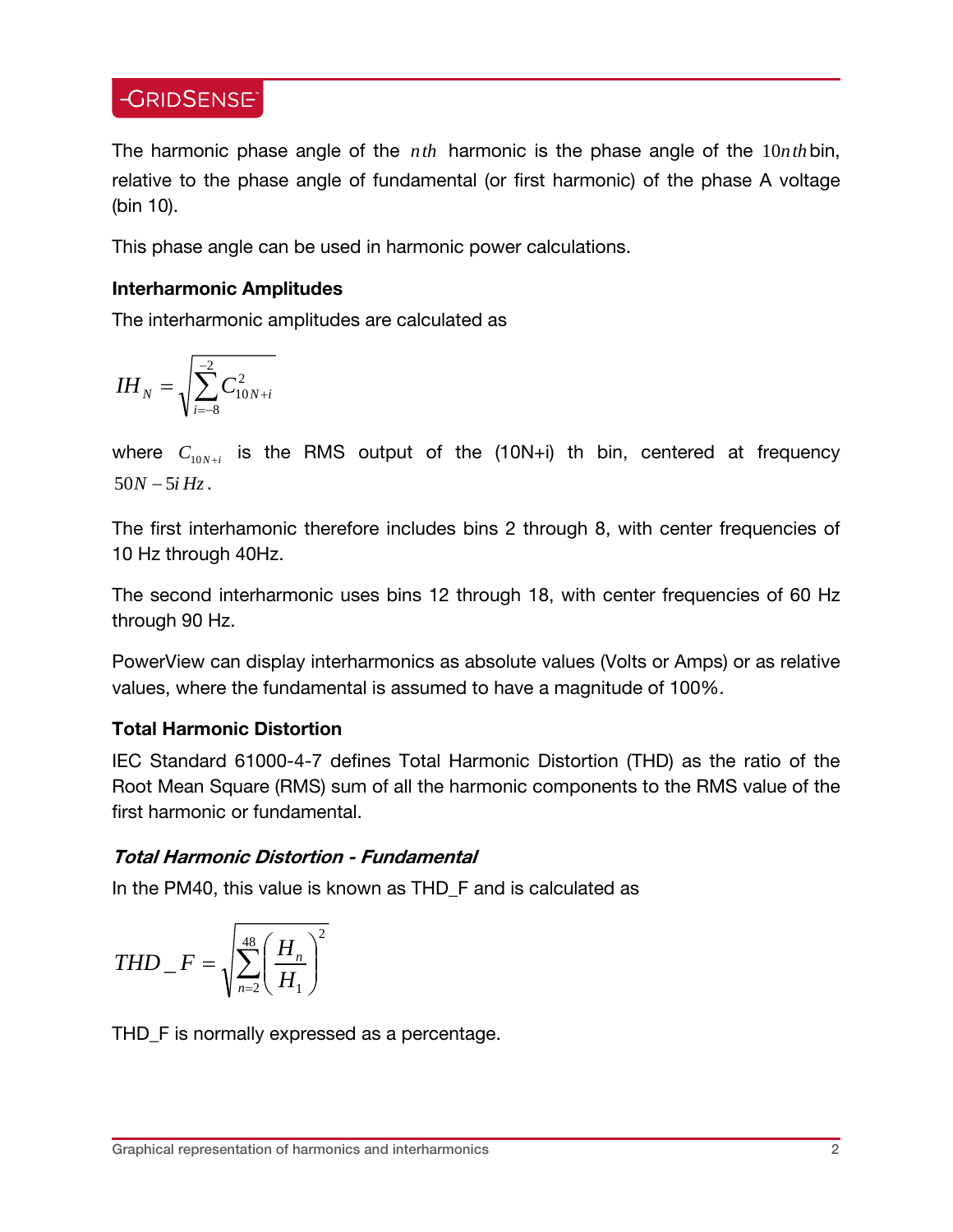The harmonic phase angle of the $nth$ harmonic is the phase angle of the $10nth$ bin, relative to the phase angle of fundamental (or first harmonic) of the phase A voltage (bin 10).

This phase angle can be used in harmonic power calculations.

### Interharmonic Amplitudes

The interharmonic amplitudes are calculated as

$$IH_N = \sqrt{\sum_{i=-8}^{-2} C_{10N+i}^2}$$

where $C_{10N+i}$ is the RMS output of the (10N+i) th bin, centered at frequency $50N - 5i\,Hz$.

The first interhamonic therefore includes bins 2 through 8, with center frequencies of 10 Hz through 40Hz.

The second interharmonic uses bins 12 through 18, with center frequencies of 60 Hz through 90 Hz.

PowerView can display interharmonics as absolute values (Volts or Amps) or as relative values, where the fundamental is assumed to have a magnitude of 100%.

### Total Harmonic Distortion

IEC Standard 61000-4-7 defines Total Harmonic Distortion (THD) as the ratio of the Root Mean Square (RMS) sum of all the harmonic components to the RMS value of the first harmonic or fundamental.

#### *Total Harmonic Distortion - Fundamental*

In the PM40, this value is known as THD_F and is calculated as

$$THD\_F = \sqrt{\sum_{n=2}^{48} \left( \frac{H_n}{H_1} \right)^2}$$

THD_F is normally expressed as a percentage.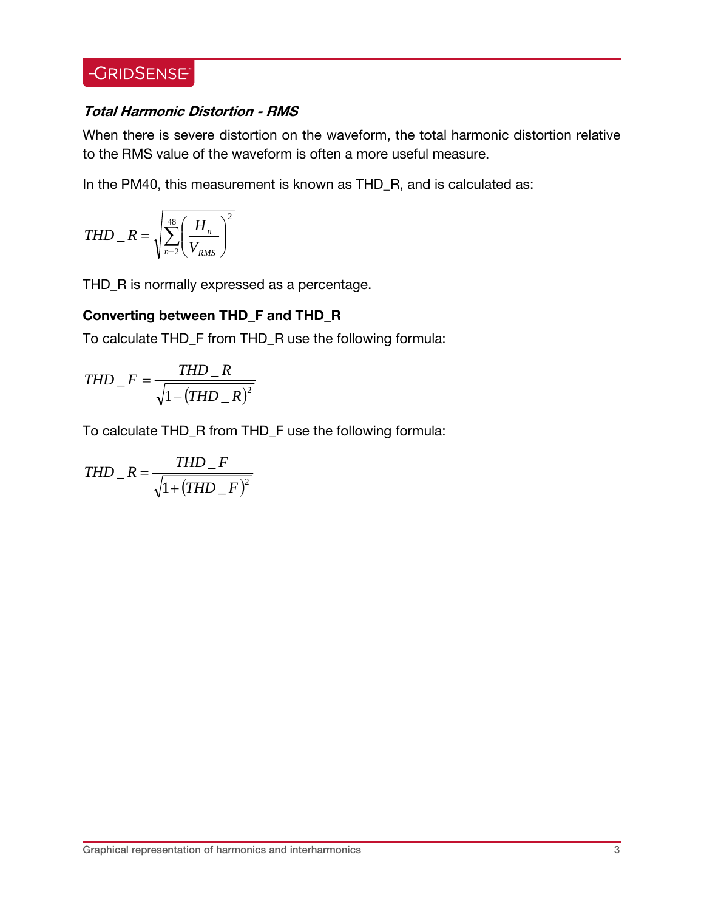### *Total Harmonic Distortion - RMS*

When there is severe distortion on the waveform, the total harmonic distortion relative to the RMS value of the waveform is often a more useful measure.

In the PM40, this measurement is known as THD_R, and is calculated as:

$$THD\_R = \sqrt{\sum_{n=2}^{48} \left( \frac{H_n}{V_{RMS}} \right)^2}$$

THD_R is normally expressed as a percentage.

**Converting between THD_F and THD_R**

To calculate THD_F from THD_R use the following formula:

$$THD\_F = \frac{THD\_R}{\sqrt{1 - (THD\_R)^2}}$$

To calculate THD_R from THD_F use the following formula:

$$THD\_R = \frac{THD\_F}{\sqrt{1 + (THD\_F)^2}}$$